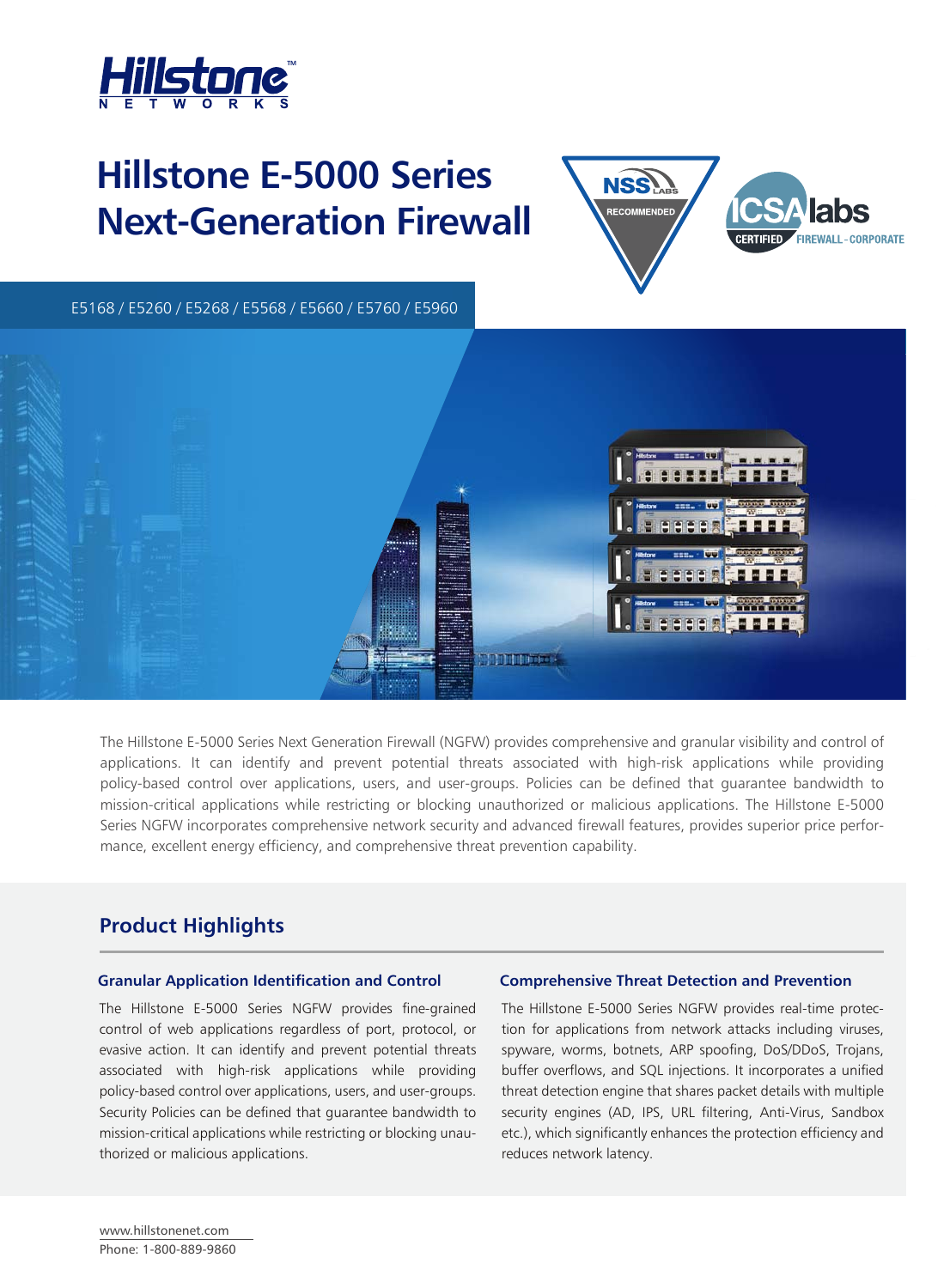# Hillstone E-5000 Series Next-Generation Firewall

E5168 / E5260 / E5268 / E5568 / E5660 / E5760 / E5960

The Hillstone E-5000 Series Next Generation Firewall (NGFW) provides comprehensive and granular visibility and control of applications. It can identify and prevent potential threats associated with high-risk applications while providing policy-based control over applications, users, and user-groups. Policies can be defined that guarantee bandwidth to mission-critical applications while restricting or blocking unauthorized or malicious applications. The Hillstone E-5000 Series NGFW incorporates comprehensive network security and advanced firewall features, provides superior price performance, excellent energy efficiency, and comprehensive threat prevention capability.

## Product Highlights

### Granular Application Identification and Control

The Hillstone E-5000 Series NGFW provides fine-grained control of web applications regardless of port, protocol, or evasive action. It can identify and prevent potential threats associated with high-risk applications while providing policy-based control over applications, users, and user-groups. Security Policies can be defined that guarantee bandwidth to mission-critical applications while restricting or blocking unauthorized or malicious applications.

### Comprehensive Threat Detection and Prevention

The Hillstone E-5000 Series NGFW provides real-time protection for applications from network attacks including viruses, spyware, worms, botnets, ARP spoofing, DoS/DDoS, Trojans, buffer overflows, and SQL injections. It incorporates a unified threat detection engine that shares packet details with multiple security engines (AD, IPS, URL filtering, Anti-Virus, Sandbox etc.), which significantly enhances the protection efficiency and reduces network latency.

www.hillstonenet.com
Phone: 1-800-889-9860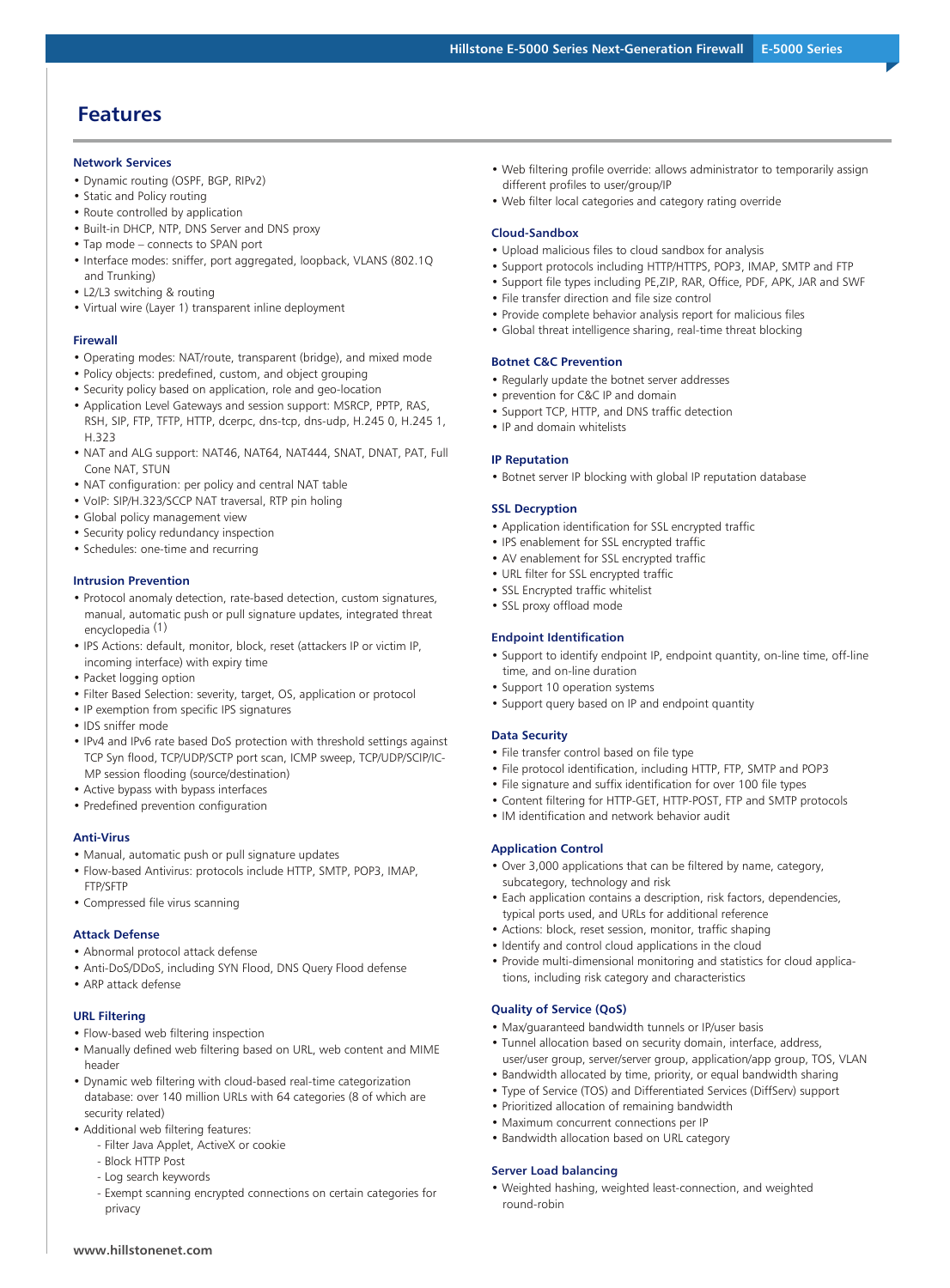# Features

### Network Services

- Dynamic routing (OSPF, BGP, RIPv2)
- Static and Policy routing
- Route controlled by application
- Built-in DHCP, NTP, DNS Server and DNS proxy
- Tap mode – connects to SPAN port
- Interface modes: sniffer, port aggregated, loopback, VLANS (802.1Q and Trunking)
- L2/L3 switching & routing
- Virtual wire (Layer 1) transparent inline deployment

### Firewall

- Operating modes: NAT/route, transparent (bridge), and mixed mode
- Policy objects: predefined, custom, and object grouping
- Security policy based on application, role and geo-location
- Application Level Gateways and session support: MSRCP, PPTP, RAS, RSH, SIP, FTP, TFTP, HTTP, dcerpc, dns-tcp, dns-udp, H.245 0, H.245 1, H.323
- NAT and ALG support: NAT46, NAT64, NAT444, SNAT, DNAT, PAT, Full Cone NAT, STUN
- NAT configuration: per policy and central NAT table
- VoIP: SIP/H.323/SCCP NAT traversal, RTP pin holing
- Global policy management view
- Security policy redundancy inspection
- Schedules: one-time and recurring

### Intrusion Prevention

- Protocol anomaly detection, rate-based detection, custom signatures, manual, automatic push or pull signature updates, integrated threat encyclopedia (1)
- IPS Actions: default, monitor, block, reset (attackers IP or victim IP, incoming interface) with expiry time
- Packet logging option
- Filter Based Selection: severity, target, OS, application or protocol
- IP exemption from specific IPS signatures
- IDS sniffer mode
- IPv4 and IPv6 rate based DoS protection with threshold settings against TCP Syn flood, TCP/UDP/SCTP port scan, ICMP sweep, TCP/UDP/SCIP/ICMP session flooding (source/destination)
- Active bypass with bypass interfaces
- Predefined prevention configuration

### Anti-Virus

- Manual, automatic push or pull signature updates
- Flow-based Antivirus: protocols include HTTP, SMTP, POP3, IMAP, FTP/SFTP
- Compressed file virus scanning

### Attack Defense

- Abnormal protocol attack defense
- Anti-DoS/DDoS, including SYN Flood, DNS Query Flood defense
- ARP attack defense

### URL Filtering

- Flow-based web filtering inspection
- Manually defined web filtering based on URL, web content and MIME header
- Dynamic web filtering with cloud-based real-time categorization database: over 140 million URLs with 64 categories (8 of which are security related)
- Additional web filtering features:
  - Filter Java Applet, ActiveX or cookie
  - Block HTTP Post
  - Log search keywords
  - Exempt scanning encrypted connections on certain categories for privacy
- Web filtering profile override: allows administrator to temporarily assign different profiles to user/group/IP
- Web filter local categories and category rating override

### Cloud-Sandbox

- Upload malicious files to cloud sandbox for analysis
- Support protocols including HTTP/HTTPS, POP3, IMAP, SMTP and FTP
- Support file types including PE,ZIP, RAR, Office, PDF, APK, JAR and SWF
- File transfer direction and file size control
- Provide complete behavior analysis report for malicious files
- Global threat intelligence sharing, real-time threat blocking

### Botnet C&C Prevention

- Regularly update the botnet server addresses
- prevention for C&C IP and domain
- Support TCP, HTTP, and DNS traffic detection
- IP and domain whitelists

### IP Reputation

- Botnet server IP blocking with global IP reputation database

### SSL Decryption

- Application identification for SSL encrypted traffic
- IPS enablement for SSL encrypted traffic
- AV enablement for SSL encrypted traffic
- URL filter for SSL encrypted traffic
- SSL Encrypted traffic whitelist
- SSL proxy offload mode

### Endpoint Identification

- Support to identify endpoint IP, endpoint quantity, on-line time, off-line time, and on-line duration
- Support 10 operation systems
- Support query based on IP and endpoint quantity

### Data Security

- File transfer control based on file type
- File protocol identification, including HTTP, FTP, SMTP and POP3
- File signature and suffix identification for over 100 file types
- Content filtering for HTTP-GET, HTTP-POST, FTP and SMTP protocols
- IM identification and network behavior audit

### Application Control

- Over 3,000 applications that can be filtered by name, category, subcategory, technology and risk
- Each application contains a description, risk factors, dependencies, typical ports used, and URLs for additional reference
- Actions: block, reset session, monitor, traffic shaping
- Identify and control cloud applications in the cloud
- Provide multi-dimensional monitoring and statistics for cloud applications, including risk category and characteristics

### Quality of Service (QoS)

- Max/guaranteed bandwidth tunnels or IP/user basis
- Tunnel allocation based on security domain, interface, address, user/user group, server/server group, application/app group, TOS, VLAN
- Bandwidth allocated by time, priority, or equal bandwidth sharing
- Type of Service (TOS) and Differentiated Services (DiffServ) support
- Prioritized allocation of remaining bandwidth
- Maximum concurrent connections per IP
- Bandwidth allocation based on URL category

### Server Load balancing

- Weighted hashing, weighted least-connection, and weighted round-robin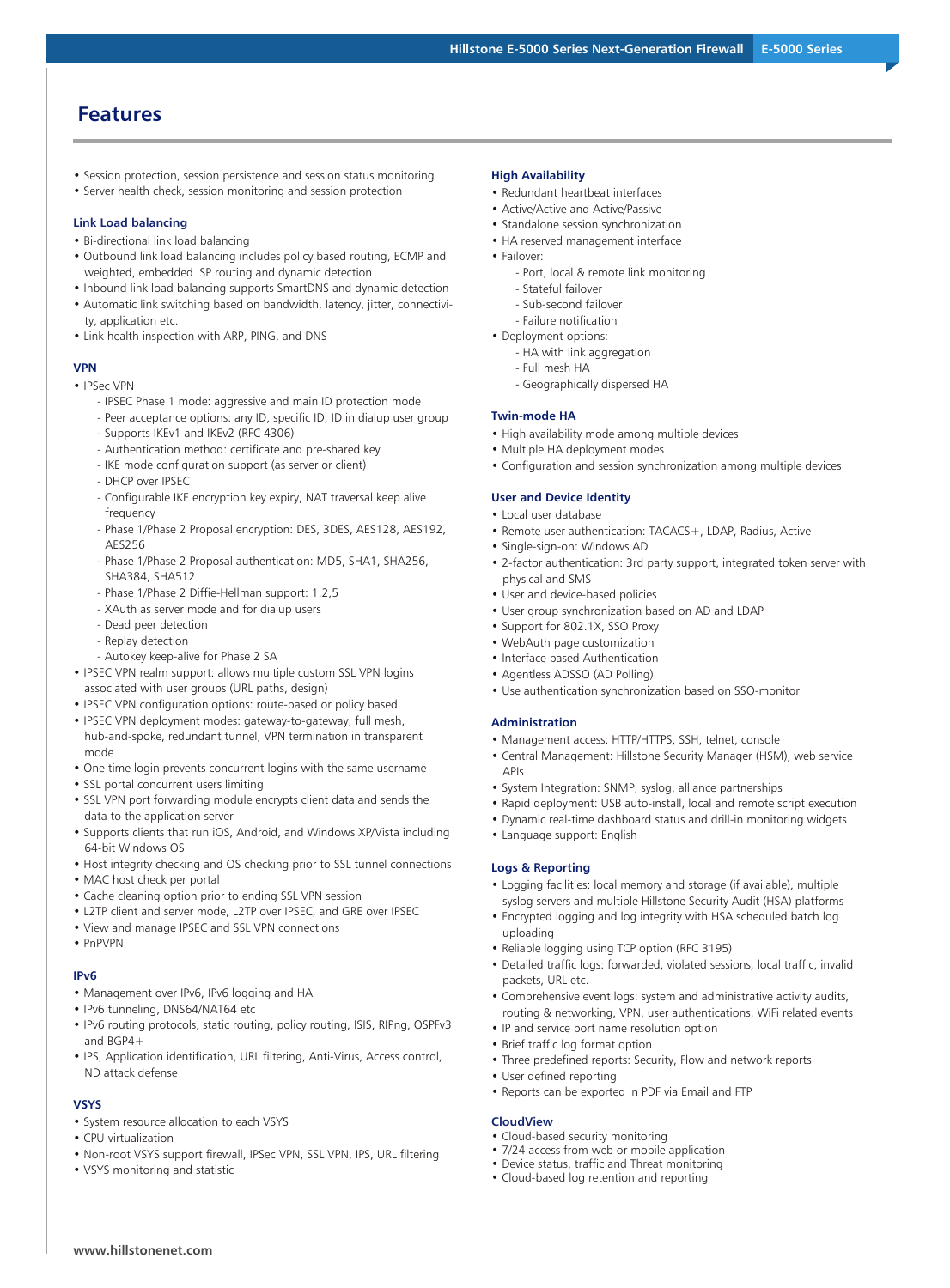## Features

- Session protection, session persistence and session status monitoring
- Server health check, session monitoring and session protection

### Link Load balancing

- Bi-directional link load balancing
- Outbound link load balancing includes policy based routing, ECMP and weighted, embedded ISP routing and dynamic detection
- Inbound link load balancing supports SmartDNS and dynamic detection
- Automatic link switching based on bandwidth, latency, jitter, connectivity, application etc.
- Link health inspection with ARP, PING, and DNS

### VPN

- IPSec VPN
  - IPSEC Phase 1 mode: aggressive and main ID protection mode
  - Peer acceptance options: any ID, specific ID, ID in dialup user group
  - Supports IKEv1 and IKEv2 (RFC 4306)
  - Authentication method: certificate and pre-shared key
  - IKE mode configuration support (as server or client)
  - DHCP over IPSEC
  - Configurable IKE encryption key expiry, NAT traversal keep alive frequency
  - Phase 1/Phase 2 Proposal encryption: DES, 3DES, AES128, AES192, AES256
  - Phase 1/Phase 2 Proposal authentication: MD5, SHA1, SHA256, SHA384, SHA512
  - Phase 1/Phase 2 Diffie-Hellman support: 1,2,5
  - XAuth as server mode and for dialup users
  - Dead peer detection
  - Replay detection
  - Autokey keep-alive for Phase 2 SA
- IPSEC VPN realm support: allows multiple custom SSL VPN logins associated with user groups (URL paths, design)
- IPSEC VPN configuration options: route-based or policy based
- IPSEC VPN deployment modes: gateway-to-gateway, full mesh, hub-and-spoke, redundant tunnel, VPN termination in transparent mode
- One time login prevents concurrent logins with the same username
- SSL portal concurrent users limiting
- SSL VPN port forwarding module encrypts client data and sends the data to the application server
- Supports clients that run iOS, Android, and Windows XP/Vista including 64-bit Windows OS
- Host integrity checking and OS checking prior to SSL tunnel connections
- MAC host check per portal
- Cache cleaning option prior to ending SSL VPN session
- L2TP client and server mode, L2TP over IPSEC, and GRE over IPSEC
- View and manage IPSEC and SSL VPN connections
- PnPVPN

### IPv6

- Management over IPv6, IPv6 logging and HA
- IPv6 tunneling, DNS64/NAT64 etc
- IPv6 routing protocols, static routing, policy routing, ISIS, RIPng, OSPFv3 and BGP4+
- IPS, Application identification, URL filtering, Anti-Virus, Access control, ND attack defense

### VSYS

- System resource allocation to each VSYS
- CPU virtualization
- Non-root VSYS support firewall, IPSec VPN, SSL VPN, IPS, URL filtering
- VSYS monitoring and statistic

### High Availability

- Redundant heartbeat interfaces
- Active/Active and Active/Passive
- Standalone session synchronization
- HA reserved management interface
- Failover:
  - Port, local & remote link monitoring
  - Stateful failover
  - Sub-second failover
  - Failure notification
- Deployment options:
  - HA with link aggregation
  - Full mesh HA
  - Geographically dispersed HA

### Twin-mode HA

- High availability mode among multiple devices
- Multiple HA deployment modes
- Configuration and session synchronization among multiple devices

### User and Device Identity

- Local user database
- Remote user authentication: TACACS+, LDAP, Radius, Active
- Single-sign-on: Windows AD
- 2-factor authentication: 3rd party support, integrated token server with physical and SMS
- User and device-based policies
- User group synchronization based on AD and LDAP
- Support for 802.1X, SSO Proxy
- WebAuth page customization
- Interface based Authentication
- Agentless ADSSO (AD Polling)
- Use authentication synchronization based on SSO-monitor

### Administration

- Management access: HTTP/HTTPS, SSH, telnet, console
- Central Management: Hillstone Security Manager (HSM), web service APIs
- System Integration: SNMP, syslog, alliance partnerships
- Rapid deployment: USB auto-install, local and remote script execution
- Dynamic real-time dashboard status and drill-in monitoring widgets
- Language support: English

### Logs & Reporting

- Logging facilities: local memory and storage (if available), multiple syslog servers and multiple Hillstone Security Audit (HSA) platforms
- Encrypted logging and log integrity with HSA scheduled batch log uploading
- Reliable logging using TCP option (RFC 3195)
- Detailed traffic logs: forwarded, violated sessions, local traffic, invalid packets, URL etc.
- Comprehensive event logs: system and administrative activity audits, routing & networking, VPN, user authentications, WiFi related events
- IP and service port name resolution option
- Brief traffic log format option
- Three predefined reports: Security, Flow and network reports
- User defined reporting
- Reports can be exported in PDF via Email and FTP

### CloudView

- Cloud-based security monitoring
- 7/24 access from web or mobile application
- Device status, traffic and Threat monitoring
- Cloud-based log retention and reporting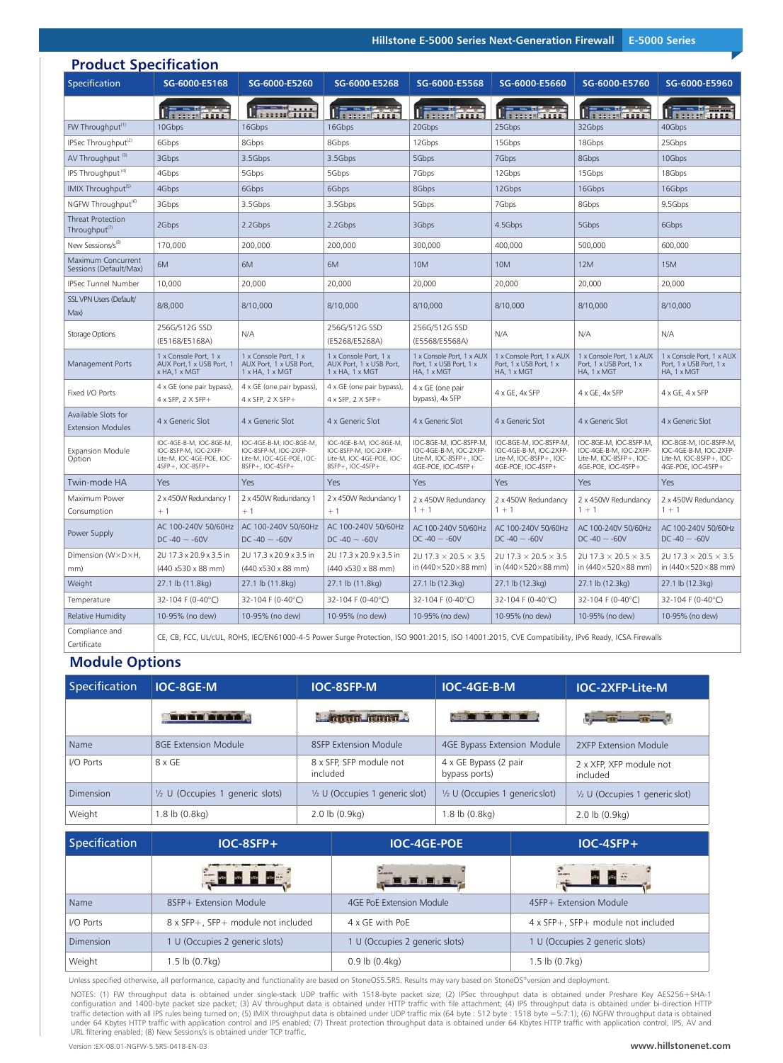## Product Specification

| Specification | SG-6000-E5168 | SG-6000-E5260 | SG-6000-E5268 | SG-6000-E5568 | SG-6000-E5660 | SG-6000-E5760 | SG-6000-E5960 |
|---|---|---|---|---|---|---|---|
| | | | | | | | |
| FW Throughput[1] | 10Gbps | 16Gbps | 16Gbps | 20Gbps | 25Gbps | 32Gbps | 40Gbps |
| IPSec Throughput[2] | 6Gbps | 8Gbps | 8Gbps | 12Gbps | 15Gbps | 18Gbps | 25Gbps |
| AV Throughput[3] | 3Gbps | 3.5Gbps | 3.5Gbps | 5Gbps | 7Gbps | 8Gbps | 10Gbps |
| IPS Throughput[4] | 4Gbps | 5Gbps | 5Gbps | 7Gbps | 12Gbps | 15Gbps | 18Gbps |
| IMIX Throughput[5] | 4Gbps | 6Gbps | 6Gbps | 8Gbps | 12Gbps | 16Gbps | 16Gbps |
| NGFW Throughput[6] | 3Gbps | 3.5Gbps | 3.5Gbps | 5Gbps | 7Gbps | 8Gbps | 9.5Gbps |
| Threat Protection Throughput[7] | 2Gbps | 2.2Gbps | 2.2Gbps | 3Gbps | 4.5Gbps | 5Gbps | 6Gbps |
| New Sessions/s[8] | 170,000 | 200,000 | 200,000 | 300,000 | 400,000 | 500,000 | 600,000 |
| Maximum Concurrent Sessions (Default/Max) | 6M | 6M | 6M | 10M | 10M | 12M | 15M |
| IPSec Tunnel Number | 10,000 | 20,000 | 20,000 | 20,000 | 20,000 | 20,000 | 20,000 |
| SSL VPN Users (Default/ Max) | 8/8,000 | 8/10,000 | 8/10,000 | 8/10,000 | 8/10,000 | 8/10,000 | 8/10,000 |
| Storage Options | 256G/512G SSD (E5168/E5168A) | N/A | 256G/512G SSD (E5268/E5268A) | 256G/512G SSD (E5568/E5568A) | N/A | N/A | N/A |
| Management Ports | 1 x Console Port, 1 x AUX Port, 1 x USB Port, 1 x HA, 1 x MGT | 1 x Console Port, 1 x AUX Port, 1 x USB Port, 1 x HA, 1 x MGT | 1 x Console Port, 1 x AUX Port, 1 x USB Port, 1 x HA, 1 x MGT | 1 x Console Port, 1 x AUX Port, 1 x USB Port, 1 x HA, 1 x MGT | 1 x Console Port, 1 x AUX Port, 1 x USB Port, 1 x HA, 1 x MGT | 1 x Console Port, 1 x AUX Port, 1 x USB Port, 1 x HA, 1 x MGT | 1 x Console Port, 1 x AUX Port, 1 x USB Port, 1 x HA, 1 x MGT |
| Fixed I/O Ports | 4 x GE (one pair bypass), 4 x SFP, 2 X SFP+ | 4 x GE (one pair bypass), 4 x SFP, 2 X SFP+ | 4 x GE (one pair bypass), 4 x SFP, 2 X SFP+ | 4 x GE (one pair bypass), 4x SFP | 4 x GE, 4x SFP | 4 x GE, 4x SFP | 4 x GE, 4 x SFP |
| Available Slots for Extension Modules | 4 x Generic Slot | 4 x Generic Slot | 4 x Generic Slot | 4 x Generic Slot | 4 x Generic Slot | 4 x Generic Slot | 4 x Generic Slot |
| Expansion Module Option | IOC-4GE-B-M, IOC-8GE-M, IOC-8SFP-M, IOC-2XFP-Lite-M, IOC-4GE-POE, IOC-4SFP+, IOC-8SFP+ | IOC-4GE-B-M, IOC-8GE-M, IOC-8SFP-M, IOC-2XFP-Lite-M, IOC-4GE-POE, IOC-8SFP+, IOC-4SFP+ | IOC-4GE-B-M, IOC-8GE-M, IOC-8SFP-M, IOC-2XFP-Lite-M, IOC-4GE-POE, IOC-8SFP+, IOC-4SFP+ | IOC-8GE-M, IOC-8SFP-M, IOC-4GE-B-M, IOC-2XFP-Lite-M, IOC-8SFP+, IOC-4GE-POE, IOC-4SFP+ | IOC-8GE-M, IOC-8SFP-M, IOC-4GE-B-M, IOC-2XFP-Lite-M, IOC-8SFP+, IOC-4GE-POE, IOC-4SFP+ | IOC-8GE-M, IOC-8SFP-M, IOC-4GE-B-M, IOC-2XFP-Lite-M, IOC-8SFP+, IOC-4GE-POE, IOC-4SFP+ | IOC-8GE-M, IOC-8SFP-M, IOC-4GE-B-M, IOC-2XFP-Lite-M, IOC-8SFP+, IOC-4GE-POE, IOC-4SFP+ |
| Twin-mode HA | Yes | Yes | Yes | Yes | Yes | Yes | Yes |
| Maximum Power Consumption | 2 x 450W Redundancy 1 + 1 | 2 x 450W Redundancy 1 + 1 | 2 x 450W Redundancy 1 + 1 | 2 x 450W Redundancy 1 + 1 | 2 x 450W Redundancy 1 + 1 | 2 x 450W Redundancy 1 + 1 | 2 x 450W Redundancy 1 + 1 |
| Power Supply | AC 100-240V 50/60Hz DC -40 ~ -60V | AC 100-240V 50/60Hz DC -40 ~ -60V | AC 100-240V 50/60Hz DC -40 ~ -60V | AC 100-240V 50/60Hz DC -40 ~ -60V | AC 100-240V 50/60Hz DC -40 ~ -60V | AC 100-240V 50/60Hz DC -40 ~ -60V | AC 100-240V 50/60Hz DC -40 ~ -60V |
| Dimension (W×D×H, mm) | 2U 17.3 x 20.9 x 3.5 in (440 x530 x 88 mm) | 2U 17.3 x 20.9 x 3.5 in (440 x530 x 88 mm) | 2U 17.3 x 20.9 x 3.5 in (440 x530 x 88 mm) | 2U 17.3 × 20.5 × 3.5 in (440×520×88 mm) | 2U 17.3 × 20.5 × 3.5 in (440×520×88 mm) | 2U 17.3 × 20.5 × 3.5 in (440×520×88 mm) | 2U 17.3 × 20.5 × 3.5 in (440×520×88 mm) |
| Weight | 27.1 lb (11.8kg) | 27.1 lb (11.8kg) | 27.1 lb (11.8kg) | 27.1 lb (12.3kg) | 27.1 lb (12.3kg) | 27.1 lb (12.3kg) | 27.1 lb (12.3kg) |
| Temperature | 32-104 F (0-40°C) | 32-104 F (0-40°C) | 32-104 F (0-40°C) | 32-104 F (0-40°C) | 32-104 F (0-40°C) | 32-104 F (0-40°C) | 32-104 F (0-40°C) |
| Relative Humidity | 10-95% (no dew) | 10-95% (no dew) | 10-95% (no dew) | 10-95% (no dew) | 10-95% (no dew) | 10-95% (no dew) | 10-95% (no dew) |
| Compliance and Certificate | CE, CB, FCC, UL/cUL, ROHS, IEC/EN61000-4-5 Power Surge Protection, ISO 9001:2015, ISO 14001:2015, CVE Compatibility, IPv6 Ready, ICSA Firewalls | | | | | | |

## Module Options

| Specification | IOC-8GE-M | IOC-8SFP-M | IOC-4GE-B-M | IOC-2XFP-Lite-M |
|---|---|---|---|---|
| | | | | |
| Name | 8GE Extension Module | 8SFP Extension Module | 4GE Bypass Extension Module | 2XFP Extension Module |
| I/O Ports | 8 x GE | 8 x SFP, SFP module not included | 4 x GE Bypass (2 pair bypass ports) | 2 x XFP, XFP module not included |
| Dimension | ½ U (Occupies 1 generic slots) | ½ U (Occupies 1 generic slot) | ½ U (Occupies 1 generic slot) | ½ U (Occupies 1 generic slot) |
| Weight | 1.8 lb (0.8kg) | 2.0 lb (0.9kg) | 1.8 lb (0.8kg) | 2.0 lb (0.9kg) |

| Specification | IOC-8SFP+ | IOC-4GE-POE | IOC-4SFP+ |
|---|---|---|---|
| | | | |
| Name | 8SFP+ Extension Module | 4GE PoE Extension Module | 4SFP+ Extension Module |
| I/O Ports | 8 x SFP+, SFP+ module not included | 4 x GE with PoE | 4 x SFP+, SFP+ module not included |
| Dimension | 1 U (Occupies 2 generic slots) | 1 U (Occupies 2 generic slots) | 1 U (Occupies 2 generic slots) |
| Weight | 1.5 lb (0.7kg) | 0.9 lb (0.4kg) | 1.5 lb (0.7kg) |

Unless specified otherwise, all performance, capacity and functionality are based on StoneOS5.5R5. Results may vary based on StoneOS®version and deployment.

NOTES: (1) FW throughput data is obtained under single-stack UDP traffic with 1518-byte packet size; (2) IPSec throughput data is obtained under Preshare Key AES256+SHA-1 configuration and 1400-byte packet size packet; (3) AV throughput data is obtained under HTTP traffic with file attachment; (4) IPS throughput data is obtained under bi-direction HTTP traffic detection with all IPS rules being turned on; (5) IMIX throughput data is obtained under UDP traffic mix (64 byte : 512 byte : 1518 byte =5:7:1); (6) NGFW throughput data is obtained under 64 Kbytes HTTP traffic with application control and IPS enabled; (7) Threat protection throughput data is obtained under 64 Kbytes HTTP traffic with application control, IPS, AV and URL filtering enabled; (8) New Sessions/s is obtained under TCP traffic.

Version :EX-08.01-NGFW-5.5R5-0418-EN-03

www.hillstonenet.com